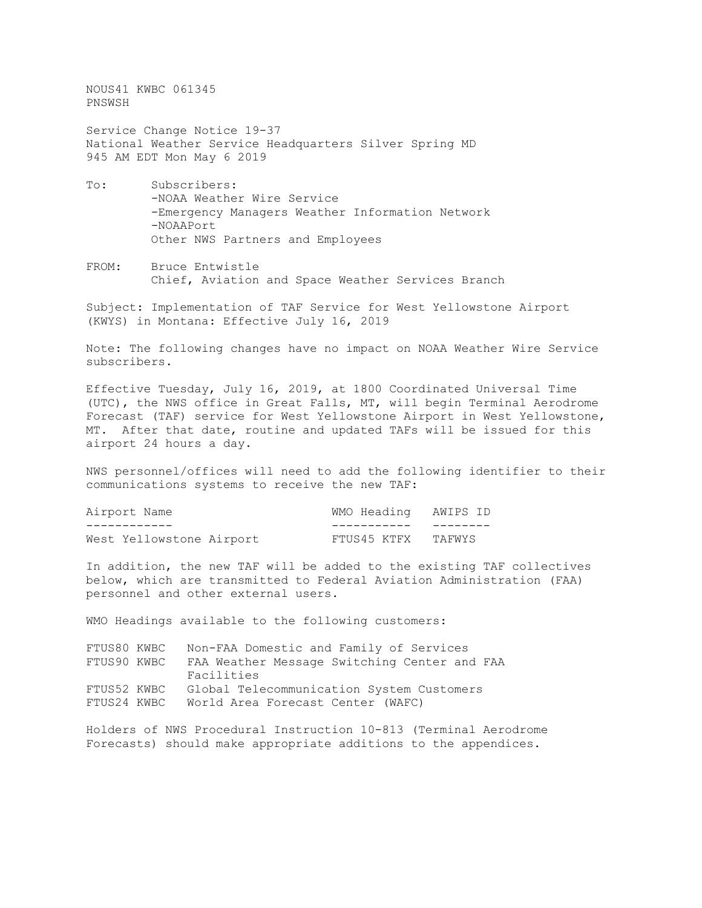NOUS41 KWBC 061345
PNSWSH

Service Change Notice 19-37
National Weather Service Headquarters Silver Spring MD
945 AM EDT Mon May 6 2019

To: Subscribers:
- -NOAA Weather Wire Service
- -Emergency Managers Weather Information Network
- -NOAAPort

Other NWS Partners and Employees

FROM: Bruce Entwistle
Chief, Aviation and Space Weather Services Branch

Subject: Implementation of TAF Service for West Yellowstone Airport (KWYS) in Montana: Effective July 16, 2019

Note: The following changes have no impact on NOAA Weather Wire Service subscribers.

Effective Tuesday, July 16, 2019, at 1800 Coordinated Universal Time (UTC), the NWS office in Great Falls, MT, will begin Terminal Aerodrome Forecast (TAF) service for West Yellowstone Airport in West Yellowstone, MT. After that date, routine and updated TAFs will be issued for this airport 24 hours a day.

NWS personnel/offices will need to add the following identifier to their communications systems to receive the new TAF:

| Airport Name | WMO Heading | AWIPS ID |
|---|---|---|
| West Yellowstone Airport | FTUS45 KTFX | TAFWYS |

In addition, the new TAF will be added to the existing TAF collectives below, which are transmitted to Federal Aviation Administration (FAA) personnel and other external users.

WMO Headings available to the following customers:

| | |
|---|---|
| FTUS80 KWBC | Non-FAA Domestic and Family of Services |
| FTUS90 KWBC | FAA Weather Message Switching Center and FAA Facilities |
| FTUS52 KWBC | Global Telecommunication System Customers |
| FTUS24 KWBC | World Area Forecast Center (WAFC) |

Holders of NWS Procedural Instruction 10-813 (Terminal Aerodrome Forecasts) should make appropriate additions to the appendices.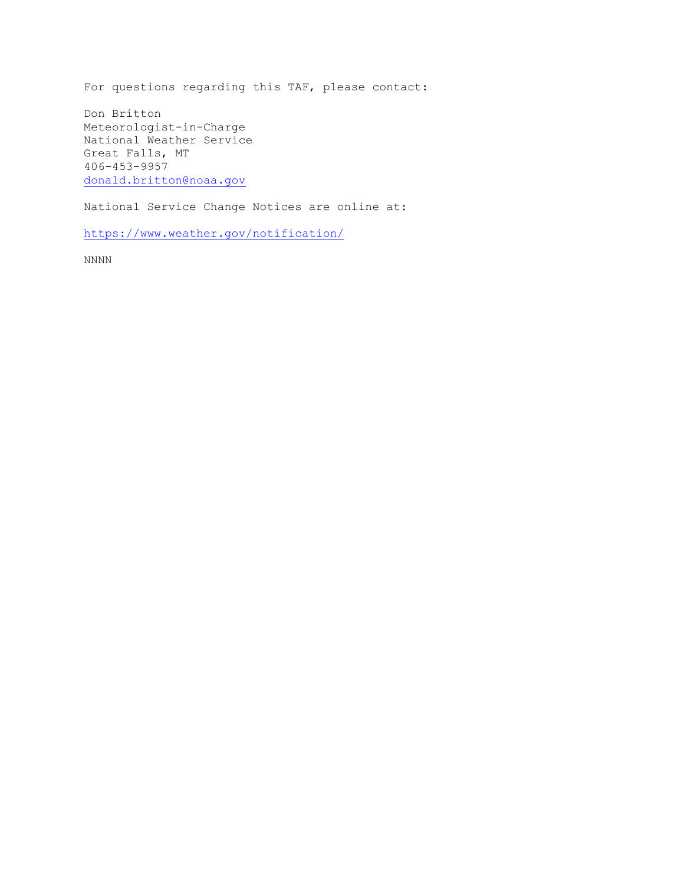For questions regarding this TAF, please contact:

Don Britton
Meteorologist-in-Charge
National Weather Service
Great Falls, MT
406-453-9957
donald.britton@noaa.gov

National Service Change Notices are online at:

https://www.weather.gov/notification/

NNNN